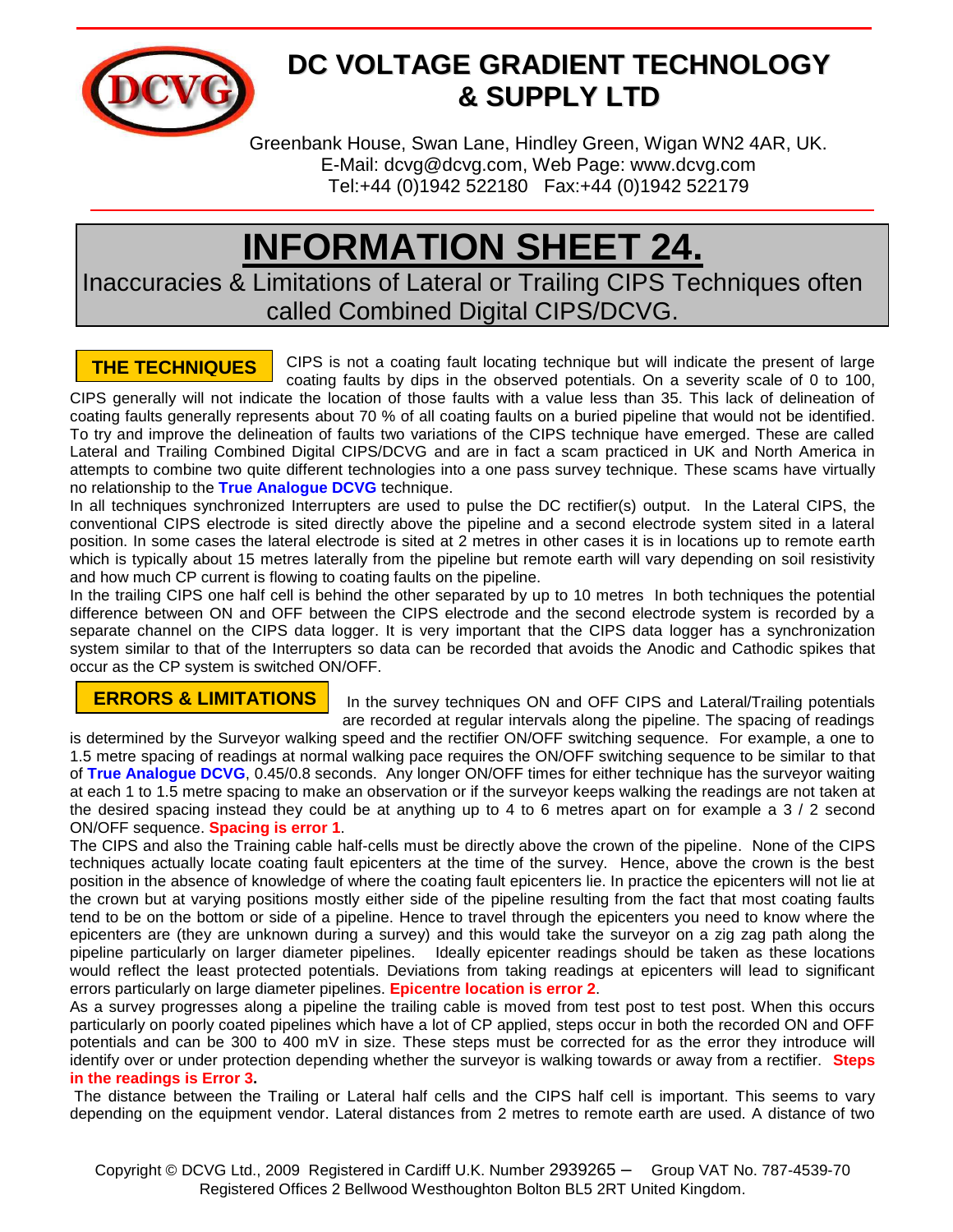# DC VOLTAGE GRADIENT TECHNOLOGY & SUPPLY LTD

Greenbank House, Swan Lane, Hindley Green, Wigan WN2 4AR, UK.
E-Mail: dcvg@dcvg.com, Web Page: www.dcvg.com
Tel:+44 (0)1942 522180 Fax:+44 (0)1942 522179

# INFORMATION SHEET 24.

## Inaccuracies & Limitations of Lateral or Trailing CIPS Techniques often called Combined Digital CIPS/DCVG.

### THE TECHNIQUES

CIPS is not a coating fault locating technique but will indicate the present of large coating faults by dips in the observed potentials. On a severity scale of 0 to 100, CIPS generally will not indicate the location of those faults with a value less than 35. This lack of delineation of coating faults generally represents about 70 % of all coating faults on a buried pipeline that would not be identified. To try and improve the delineation of faults two variations of the CIPS technique have emerged. These are called Lateral and Trailing Combined Digital CIPS/DCVG and are in fact a scam practiced in UK and North America in attempts to combine two quite different technologies into a one pass survey technique. These scams have virtually no relationship to the **True Analogue DCVG** technique.

In all techniques synchronized Interrupters are used to pulse the DC rectifier(s) output. In the Lateral CIPS, the conventional CIPS electrode is sited directly above the pipeline and a second electrode system sited in a lateral position. In some cases the lateral electrode is sited at 2 metres in other cases it is in locations up to remote earth which is typically about 15 metres laterally from the pipeline but remote earth will vary depending on soil resistivity and how much CP current is flowing to coating faults on the pipeline.

In the trailing CIPS one half cell is behind the other separated by up to 10 metres In both techniques the potential difference between ON and OFF between the CIPS electrode and the second electrode system is recorded by a separate channel on the CIPS data logger. It is very important that the CIPS data logger has a synchronization system similar to that of the Interrupters so data can be recorded that avoids the Anodic and Cathodic spikes that occur as the CP system is switched ON/OFF.

### ERRORS & LIMITATIONS

In the survey techniques ON and OFF CIPS and Lateral/Trailing potentials are recorded at regular intervals along the pipeline. The spacing of readings is determined by the Surveyor walking speed and the rectifier ON/OFF switching sequence. For example, a one to 1.5 metre spacing of readings at normal walking pace requires the ON/OFF switching sequence to be similar to that of **True Analogue DCVG**, 0.45/0.8 seconds. Any longer ON/OFF times for either technique has the surveyor waiting at each 1 to 1.5 metre spacing to make an observation or if the surveyor keeps walking the readings are not taken at the desired spacing instead they could be at anything up to 4 to 6 metres apart on for example a 3 / 2 second ON/OFF sequence. **Spacing is error 1**.

The CIPS and also the Training cable half-cells must be directly above the crown of the pipeline. None of the CIPS techniques actually locate coating fault epicenters at the time of the survey. Hence, above the crown is the best position in the absence of knowledge of where the coating fault epicenters lie. In practice the epicenters will not lie at the crown but at varying positions mostly either side of the pipeline resulting from the fact that most coating faults tend to be on the bottom or side of a pipeline. Hence to travel through the epicenters you need to know where the epicenters are (they are unknown during a survey) and this would take the surveyor on a zig zag path along the pipeline particularly on larger diameter pipelines. Ideally epicenter readings should be taken as these locations would reflect the least protected potentials. Deviations from taking readings at epicenters will lead to significant errors particularly on large diameter pipelines. **Epicentre location is error 2**.

As a survey progresses along a pipeline the trailing cable is moved from test post to test post. When this occurs particularly on poorly coated pipelines which have a lot of CP applied, steps occur in both the recorded ON and OFF potentials and can be 300 to 400 mV in size. These steps must be corrected for as the error they introduce will identify over or under protection depending whether the surveyor is walking towards or away from a rectifier. **Steps in the readings is Error 3.**

The distance between the Trailing or Lateral half cells and the CIPS half cell is important. This seems to vary depending on the equipment vendor. Lateral distances from 2 metres to remote earth are used. A distance of two

Copyright © DCVG Ltd., 2009 Registered in Cardiff U.K. Number 2939265 – Group VAT No. 787-4539-70
Registered Offices 2 Bellwood Westhoughton Bolton BL5 2RT United Kingdom.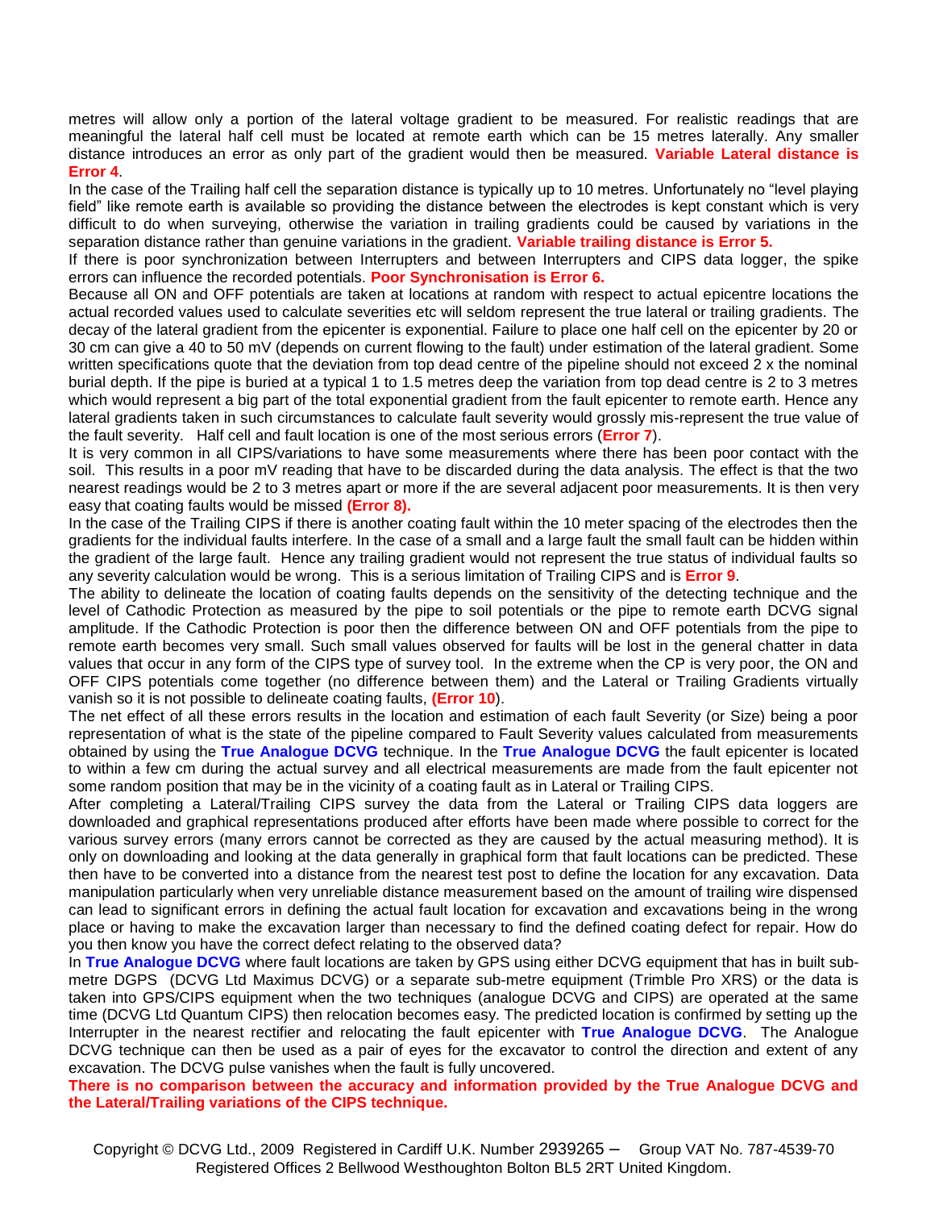metres will allow only a portion of the lateral voltage gradient to be measured. For realistic readings that are meaningful the lateral half cell must be located at remote earth which can be 15 metres laterally. Any smaller distance introduces an error as only part of the gradient would then be measured. **Variable Lateral distance is Error 4**.

In the case of the Trailing half cell the separation distance is typically up to 10 metres. Unfortunately no "level playing field" like remote earth is available so providing the distance between the electrodes is kept constant which is very difficult to do when surveying, otherwise the variation in trailing gradients could be caused by variations in the separation distance rather than genuine variations in the gradient. **Variable trailing distance is Error 5.**

If there is poor synchronization between Interrupters and between Interrupters and CIPS data logger, the spike errors can influence the recorded potentials. **Poor Synchronisation is Error 6.**

Because all ON and OFF potentials are taken at locations at random with respect to actual epicentre locations the actual recorded values used to calculate severities etc will seldom represent the true lateral or trailing gradients. The decay of the lateral gradient from the epicenter is exponential. Failure to place one half cell on the epicenter by 20 or 30 cm can give a 40 to 50 mV (depends on current flowing to the fault) under estimation of the lateral gradient. Some written specifications quote that the deviation from top dead centre of the pipeline should not exceed 2 x the nominal burial depth. If the pipe is buried at a typical 1 to 1.5 metres deep the variation from top dead centre is 2 to 3 metres which would represent a big part of the total exponential gradient from the fault epicenter to remote earth. Hence any lateral gradients taken in such circumstances to calculate fault severity would grossly mis-represent the true value of the fault severity. Half cell and fault location is one of the most serious errors (**Error 7**).

It is very common in all CIPS/variations to have some measurements where there has been poor contact with the soil. This results in a poor mV reading that have to be discarded during the data analysis. The effect is that the two nearest readings would be 2 to 3 metres apart or more if the are several adjacent poor measurements. It is then very easy that coating faults would be missed **(Error 8).**

In the case of the Trailing CIPS if there is another coating fault within the 10 meter spacing of the electrodes then the gradients for the individual faults interfere. In the case of a small and a large fault the small fault can be hidden within the gradient of the large fault. Hence any trailing gradient would not represent the true status of individual faults so any severity calculation would be wrong. This is a serious limitation of Trailing CIPS and is **Error 9**.

The ability to delineate the location of coating faults depends on the sensitivity of the detecting technique and the level of Cathodic Protection as measured by the pipe to soil potentials or the pipe to remote earth DCVG signal amplitude. If the Cathodic Protection is poor then the difference between ON and OFF potentials from the pipe to remote earth becomes very small. Such small values observed for faults will be lost in the general chatter in data values that occur in any form of the CIPS type of survey tool. In the extreme when the CP is very poor, the ON and OFF CIPS potentials come together (no difference between them) and the Lateral or Trailing Gradients virtually vanish so it is not possible to delineate coating faults, **(Error 10**).

The net effect of all these errors results in the location and estimation of each fault Severity (or Size) being a poor representation of what is the state of the pipeline compared to Fault Severity values calculated from measurements obtained by using the **True Analogue DCVG** technique. In the **True Analogue DCVG** the fault epicentre is located to within a few cm during the actual survey and all electrical measurements are made from the fault epicenter not some random position that may be in the vicinity of a coating fault as in Lateral or Trailing CIPS.

After completing a Lateral/Trailing CIPS survey the data from the Lateral or Trailing CIPS data loggers are downloaded and graphical representations produced after efforts have been made where possible to correct for the various survey errors (many errors cannot be corrected as they are caused by the actual measuring method). It is only on downloading and looking at the data generally in graphical form that fault locations can be predicted. These then have to be converted into a distance from the nearest test post to define the location for any excavation. Data manipulation particularly when very unreliable distance measurement based on the amount of trailing wire dispensed can lead to significant errors in defining the actual fault location for excavation and excavations being in the wrong place or having to make the excavation larger than necessary to find the defined coating defect for repair. How do you then know you have the correct defect relating to the observed data?

In **True Analogue DCVG** where fault locations are taken by GPS using either DCVG equipment that has in built sub-metre DGPS (DCVG Ltd Maximus DCVG) or a separate sub-metre equipment (Trimble Pro XRS) or the data is taken into GPS/CIPS equipment when the two techniques (analogue DCVG and CIPS) are operated at the same time (DCVG Ltd Quantum CIPS) then relocation becomes easy. The predicted location is confirmed by setting up the Interrupter in the nearest rectifier and relocating the fault epicenter with **True Analogue DCVG**. The Analogue DCVG technique can then be used as a pair of eyes for the excavator to control the direction and extent of any excavation. The DCVG pulse vanishes when the fault is fully uncovered.

**There is no comparison between the accuracy and information provided by the True Analogue DCVG and the Lateral/Trailing variations of the CIPS technique.**

Copyright © DCVG Ltd., 2009 Registered in Cardiff U.K. Number 2939265 – Group VAT No. 787-4539-70
Registered Offices 2 Bellwood Westhoughton Bolton BL5 2RT United Kingdom.